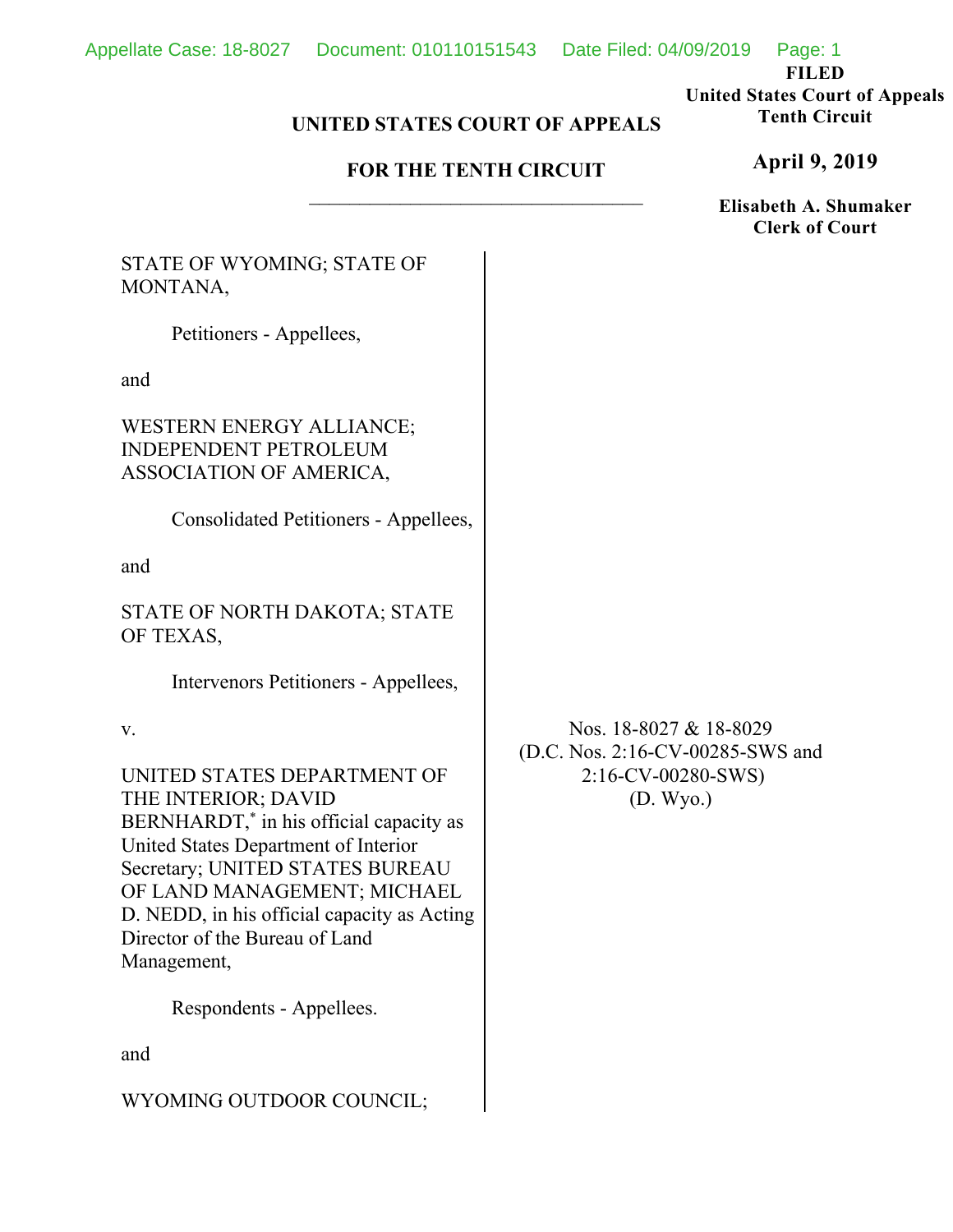**FILED**
**United States Court of Appeals**
**Tenth Circuit**

**April 9, 2019**

**Elisabeth A. Shumaker**
**Clerk of Court**

**UNITED STATES COURT OF APPEALS**

**FOR THE TENTH CIRCUIT**

---

STATE OF WYOMING; STATE OF MONTANA,

Petitioners - Appellees,

and

WESTERN ENERGY ALLIANCE; INDEPENDENT PETROLEUM ASSOCIATION OF AMERICA,

Consolidated Petitioners - Appellees,

and

STATE OF NORTH DAKOTA; STATE OF TEXAS,

Intervenors Petitioners - Appellees,

v.

UNITED STATES DEPARTMENT OF THE INTERIOR; DAVID BERNHARDT,* in his official capacity as United States Department of Interior Secretary; UNITED STATES BUREAU OF LAND MANAGEMENT; MICHAEL D. NEDD, in his official capacity as Acting Director of the Bureau of Land Management,

Respondents - Appellees.

and

WYOMING OUTDOOR COUNCIL;

Nos. 18-8027 & 18-8029
(D.C. Nos. 2:16-CV-00285-SWS and 2:16-CV-00280-SWS)
(D. Wyo.)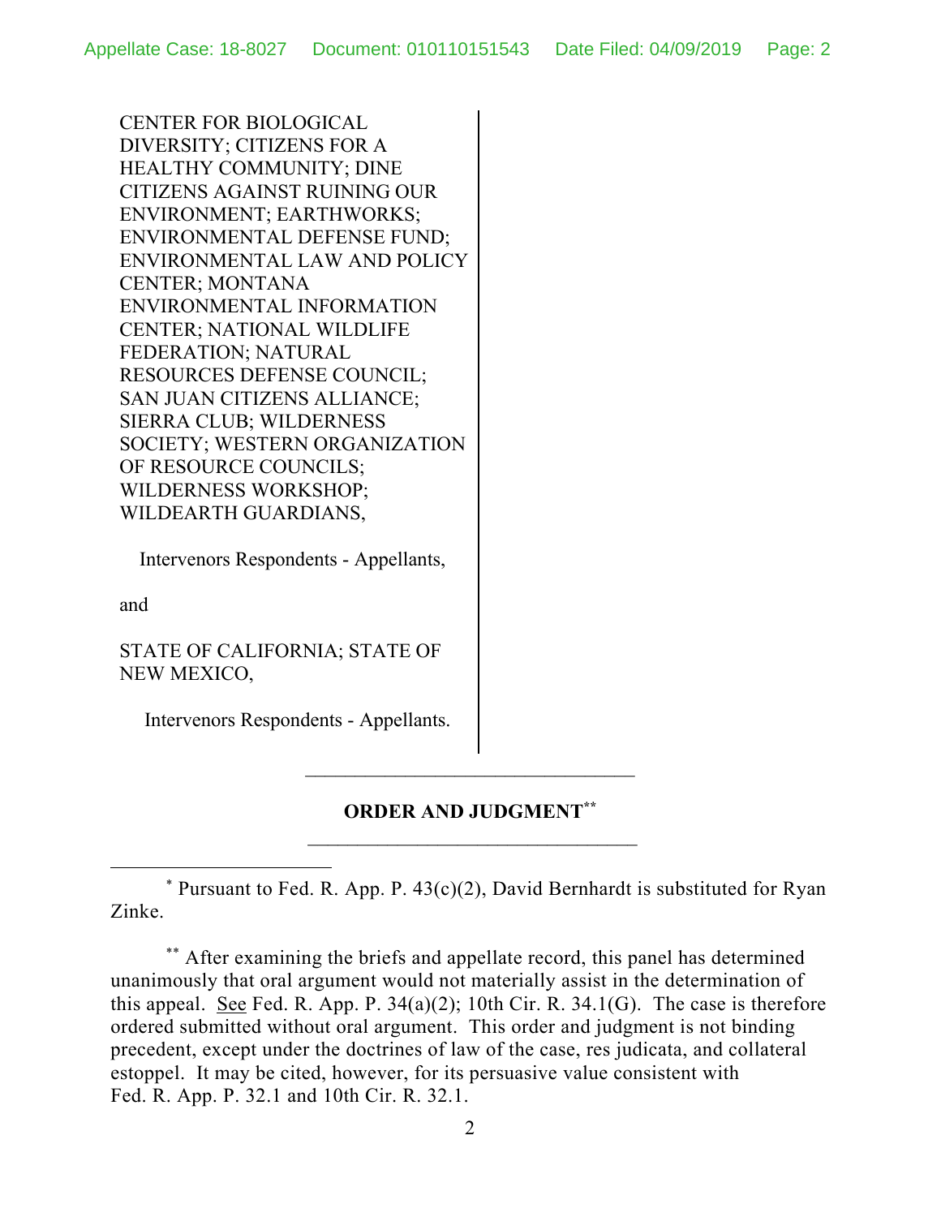CENTER FOR BIOLOGICAL DIVERSITY; CITIZENS FOR A HEALTHY COMMUNITY; DINE CITIZENS AGAINST RUINING OUR ENVIRONMENT; EARTHWORKS; ENVIRONMENTAL DEFENSE FUND; ENVIRONMENTAL LAW AND POLICY CENTER; MONTANA ENVIRONMENTAL INFORMATION CENTER; NATIONAL WILDLIFE FEDERATION; NATURAL RESOURCES DEFENSE COUNCIL; SAN JUAN CITIZENS ALLIANCE; SIERRA CLUB; WILDERNESS SOCIETY; WESTERN ORGANIZATION OF RESOURCE COUNCILS; WILDERNESS WORKSHOP; WILDEARTH GUARDIANS,

Intervenors Respondents - Appellants,

and

STATE OF CALIFORNIA; STATE OF NEW MEXICO,

Intervenors Respondents - Appellants.

---

**ORDER AND JUDGMENT**[**]

---

[*] Pursuant to Fed. R. App. P. 43(c)(2), David Bernhardt is substituted for Ryan Zinke.

[**] After examining the briefs and appellate record, this panel has determined unanimously that oral argument would not materially assist in the determination of this appeal. See Fed. R. App. P. 34(a)(2); 10th Cir. R. 34.1(G). The case is therefore ordered submitted without oral argument. This order and judgment is not binding precedent, except under the doctrines of law of the case, res judicata, and collateral estoppel. It may be cited, however, for its persuasive value consistent with Fed. R. App. P. 32.1 and 10th Cir. R. 32.1.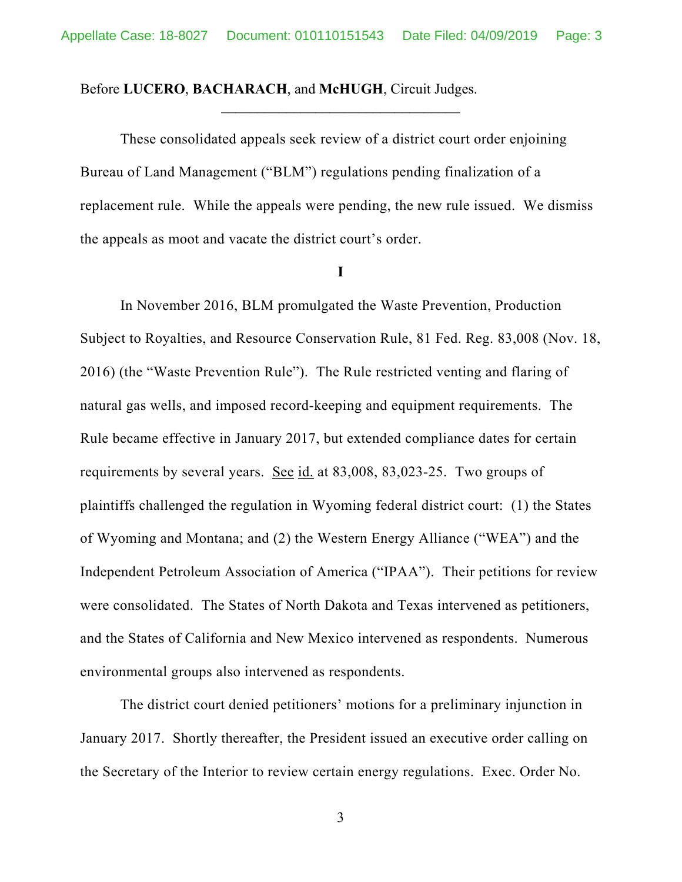Before **LUCERO**, **BACHARACH**, and **McHUGH**, Circuit Judges.

---

These consolidated appeals seek review of a district court order enjoining Bureau of Land Management ("BLM") regulations pending finalization of a replacement rule. While the appeals were pending, the new rule issued. We dismiss the appeals as moot and vacate the district court's order.

**I**

In November 2016, BLM promulgated the Waste Prevention, Production Subject to Royalties, and Resource Conservation Rule, 81 Fed. Reg. 83,008 (Nov. 18, 2016) (the "Waste Prevention Rule"). The Rule restricted venting and flaring of natural gas wells, and imposed record-keeping and equipment requirements. The Rule became effective in January 2017, but extended compliance dates for certain requirements by several years. See id. at 83,008, 83,023-25. Two groups of plaintiffs challenged the regulation in Wyoming federal district court: (1) the States of Wyoming and Montana; and (2) the Western Energy Alliance ("WEA") and the Independent Petroleum Association of America ("IPAA"). Their petitions for review were consolidated. The States of North Dakota and Texas intervened as petitioners, and the States of California and New Mexico intervened as respondents. Numerous environmental groups also intervened as respondents.

The district court denied petitioners' motions for a preliminary injunction in January 2017. Shortly thereafter, the President issued an executive order calling on the Secretary of the Interior to review certain energy regulations. Exec. Order No.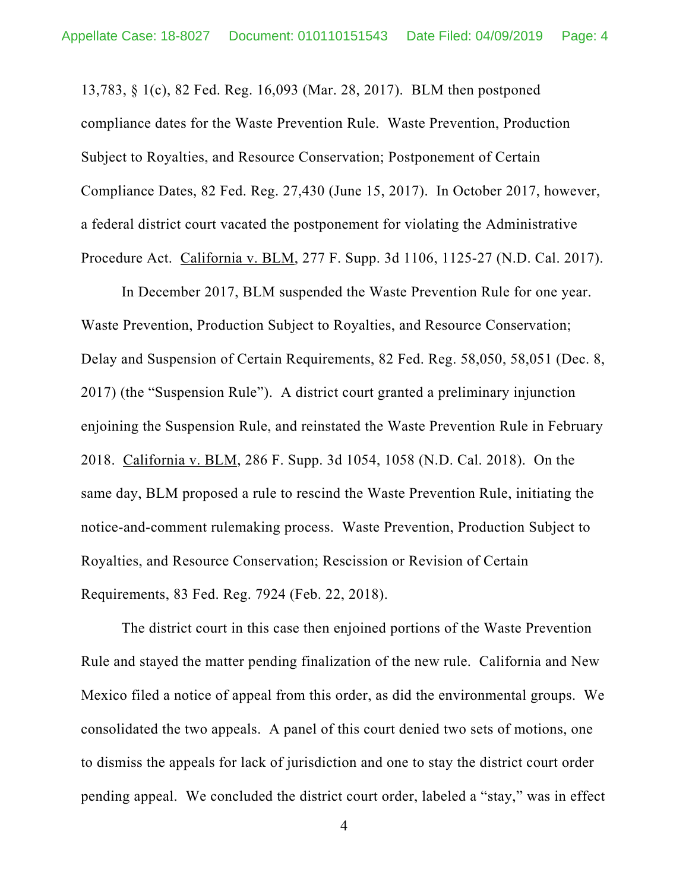13,783, § 1(c), 82 Fed. Reg. 16,093 (Mar. 28, 2017). BLM then postponed compliance dates for the Waste Prevention Rule. Waste Prevention, Production Subject to Royalties, and Resource Conservation; Postponement of Certain Compliance Dates, 82 Fed. Reg. 27,430 (June 15, 2017). In October 2017, however, a federal district court vacated the postponement for violating the Administrative Procedure Act. California v. BLM, 277 F. Supp. 3d 1106, 1125-27 (N.D. Cal. 2017).

In December 2017, BLM suspended the Waste Prevention Rule for one year. Waste Prevention, Production Subject to Royalties, and Resource Conservation; Delay and Suspension of Certain Requirements, 82 Fed. Reg. 58,050, 58,051 (Dec. 8, 2017) (the "Suspension Rule"). A district court granted a preliminary injunction enjoining the Suspension Rule, and reinstated the Waste Prevention Rule in February 2018. California v. BLM, 286 F. Supp. 3d 1054, 1058 (N.D. Cal. 2018). On the same day, BLM proposed a rule to rescind the Waste Prevention Rule, initiating the notice-and-comment rulemaking process. Waste Prevention, Production Subject to Royalties, and Resource Conservation; Rescission or Revision of Certain Requirements, 83 Fed. Reg. 7924 (Feb. 22, 2018).

The district court in this case then enjoined portions of the Waste Prevention Rule and stayed the matter pending finalization of the new rule. California and New Mexico filed a notice of appeal from this order, as did the environmental groups. We consolidated the two appeals. A panel of this court denied two sets of motions, one to dismiss the appeals for lack of jurisdiction and one to stay the district court order pending appeal. We concluded the district court order, labeled a "stay," was in effect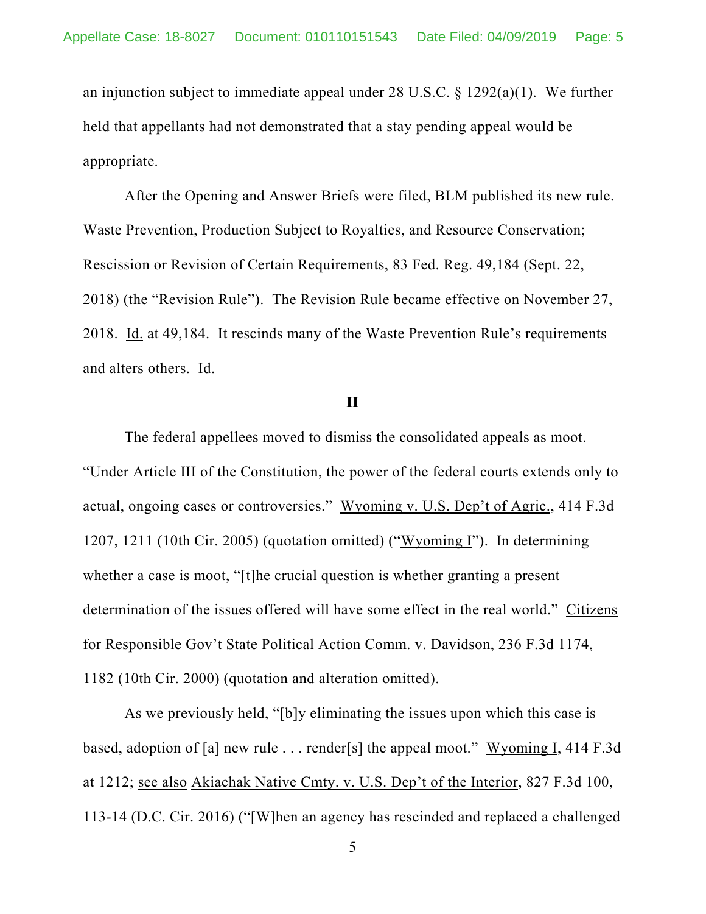an injunction subject to immediate appeal under 28 U.S.C. § 1292(a)(1). We further held that appellants had not demonstrated that a stay pending appeal would be appropriate.

After the Opening and Answer Briefs were filed, BLM published its new rule. Waste Prevention, Production Subject to Royalties, and Resource Conservation; Rescission or Revision of Certain Requirements, 83 Fed. Reg. 49,184 (Sept. 22, 2018) (the "Revision Rule"). The Revision Rule became effective on November 27, 2018. Id. at 49,184. It rescinds many of the Waste Prevention Rule's requirements and alters others. Id.

## II

The federal appellees moved to dismiss the consolidated appeals as moot. "Under Article III of the Constitution, the power of the federal courts extends only to actual, ongoing cases or controversies." Wyoming v. U.S. Dep't of Agric., 414 F.3d 1207, 1211 (10th Cir. 2005) (quotation omitted) ("Wyoming I"). In determining whether a case is moot, "[t]he crucial question is whether granting a present determination of the issues offered will have some effect in the real world." Citizens for Responsible Gov't State Political Action Comm. v. Davidson, 236 F.3d 1174, 1182 (10th Cir. 2000) (quotation and alteration omitted).

As we previously held, "[b]y eliminating the issues upon which this case is based, adoption of [a] new rule . . . render[s] the appeal moot." Wyoming I, 414 F.3d at 1212; see also Akiachak Native Cmty. v. U.S. Dep't of the Interior, 827 F.3d 100, 113-14 (D.C. Cir. 2016) ("[W]hen an agency has rescinded and replaced a challenged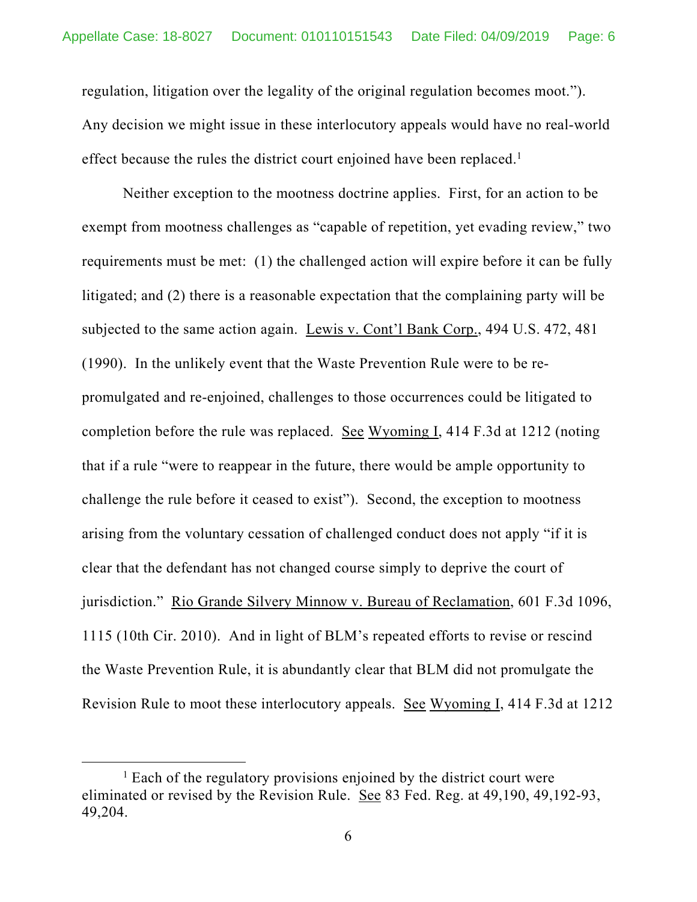regulation, litigation over the legality of the original regulation becomes moot."). Any decision we might issue in these interlocutory appeals would have no real-world effect because the rules the district court enjoined have been replaced.[1]

Neither exception to the mootness doctrine applies. First, for an action to be exempt from mootness challenges as "capable of repetition, yet evading review," two requirements must be met: (1) the challenged action will expire before it can be fully litigated; and (2) there is a reasonable expectation that the complaining party will be subjected to the same action again. Lewis v. Cont'l Bank Corp., 494 U.S. 472, 481 (1990). In the unlikely event that the Waste Prevention Rule were to be re-promulgated and re-enjoined, challenges to those occurrences could be litigated to completion before the rule was replaced. See Wyoming I, 414 F.3d at 1212 (noting that if a rule "were to reappear in the future, there would be ample opportunity to challenge the rule before it ceased to exist"). Second, the exception to mootness arising from the voluntary cessation of challenged conduct does not apply "if it is clear that the defendant has not changed course simply to deprive the court of jurisdiction." Rio Grande Silvery Minnow v. Bureau of Reclamation, 601 F.3d 1096, 1115 (10th Cir. 2010). And in light of BLM's repeated efforts to revise or rescind the Waste Prevention Rule, it is abundantly clear that BLM did not promulgate the Revision Rule to moot these interlocutory appeals. See Wyoming I, 414 F.3d at 1212

---

[1] Each of the regulatory provisions enjoined by the district court were eliminated or revised by the Revision Rule. See 83 Fed. Reg. at 49,190, 49,192-93, 49,204.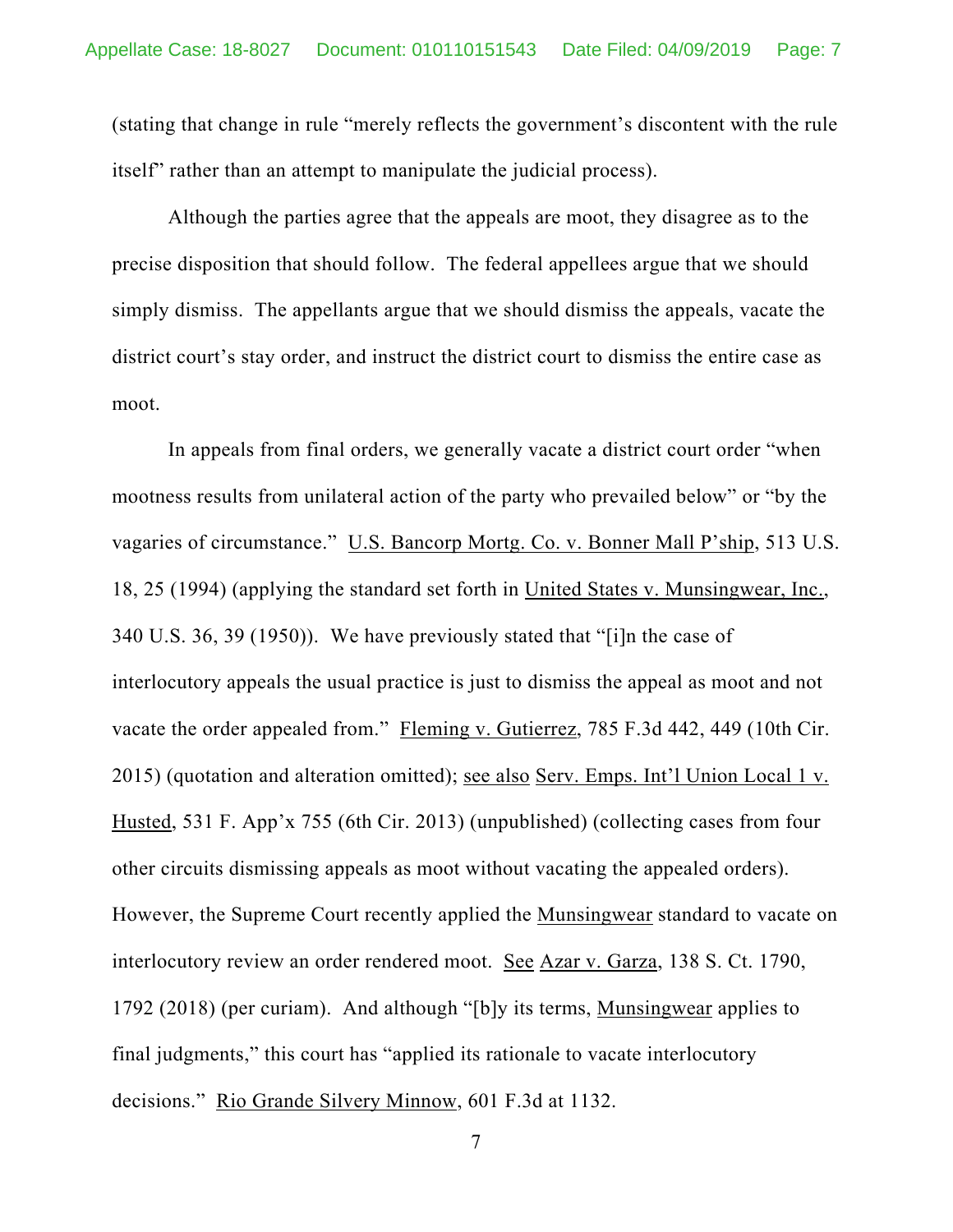(stating that change in rule "merely reflects the government's discontent with the rule itself" rather than an attempt to manipulate the judicial process).

Although the parties agree that the appeals are moot, they disagree as to the precise disposition that should follow. The federal appellees argue that we should simply dismiss. The appellants argue that we should dismiss the appeals, vacate the district court's stay order, and instruct the district court to dismiss the entire case as moot.

In appeals from final orders, we generally vacate a district court order "when mootness results from unilateral action of the party who prevailed below" or "by the vagaries of circumstance." U.S. Bancorp Mortg. Co. v. Bonner Mall P'ship, 513 U.S. 18, 25 (1994) (applying the standard set forth in United States v. Munsingwear, Inc., 340 U.S. 36, 39 (1950)). We have previously stated that "[i]n the case of interlocutory appeals the usual practice is just to dismiss the appeal as moot and not vacate the order appealed from." Fleming v. Gutierrez, 785 F.3d 442, 449 (10th Cir. 2015) (quotation and alteration omitted); see also Serv. Emps. Int'l Union Local 1 v. Husted, 531 F. App'x 755 (6th Cir. 2013) (unpublished) (collecting cases from four other circuits dismissing appeals as moot without vacating the appealed orders). However, the Supreme Court recently applied the Munsingwear standard to vacate on interlocutory review an order rendered moot. See Azar v. Garza, 138 S. Ct. 1790, 1792 (2018) (per curiam). And although "[b]y its terms, Munsingwear applies to final judgments," this court has "applied its rationale to vacate interlocutory decisions." Rio Grande Silvery Minnow, 601 F.3d at 1132.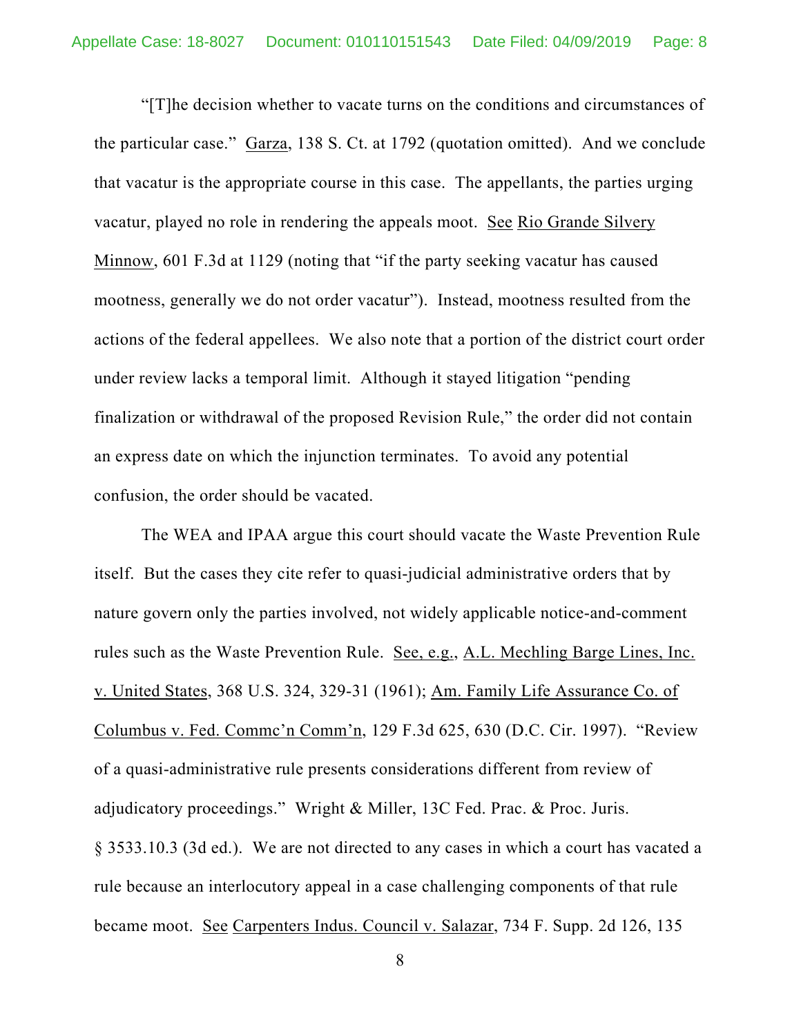"[T]he decision whether to vacate turns on the conditions and circumstances of the particular case." Garza, 138 S. Ct. at 1792 (quotation omitted). And we conclude that vacatur is the appropriate course in this case. The appellants, the parties urging vacatur, played no role in rendering the appeals moot. See Rio Grande Silvery Minnow, 601 F.3d at 1129 (noting that "if the party seeking vacatur has caused mootness, generally we do not order vacatur"). Instead, mootness resulted from the actions of the federal appellees. We also note that a portion of the district court order under review lacks a temporal limit. Although it stayed litigation "pending finalization or withdrawal of the proposed Revision Rule," the order did not contain an express date on which the injunction terminates. To avoid any potential confusion, the order should be vacated.

The WEA and IPAA argue this court should vacate the Waste Prevention Rule itself. But the cases they cite refer to quasi-judicial administrative orders that by nature govern only the parties involved, not widely applicable notice-and-comment rules such as the Waste Prevention Rule. See, e.g., A.L. Mechling Barge Lines, Inc. v. United States, 368 U.S. 324, 329-31 (1961); Am. Family Life Assurance Co. of Columbus v. Fed. Commc'n Comm'n, 129 F.3d 625, 630 (D.C. Cir. 1997). "Review of a quasi-administrative rule presents considerations different from review of adjudicatory proceedings." Wright & Miller, 13C Fed. Prac. & Proc. Juris. § 3533.10.3 (3d ed.). We are not directed to any cases in which a court has vacated a rule because an interlocutory appeal in a case challenging components of that rule became moot. See Carpenters Indus. Council v. Salazar, 734 F. Supp. 2d 126, 135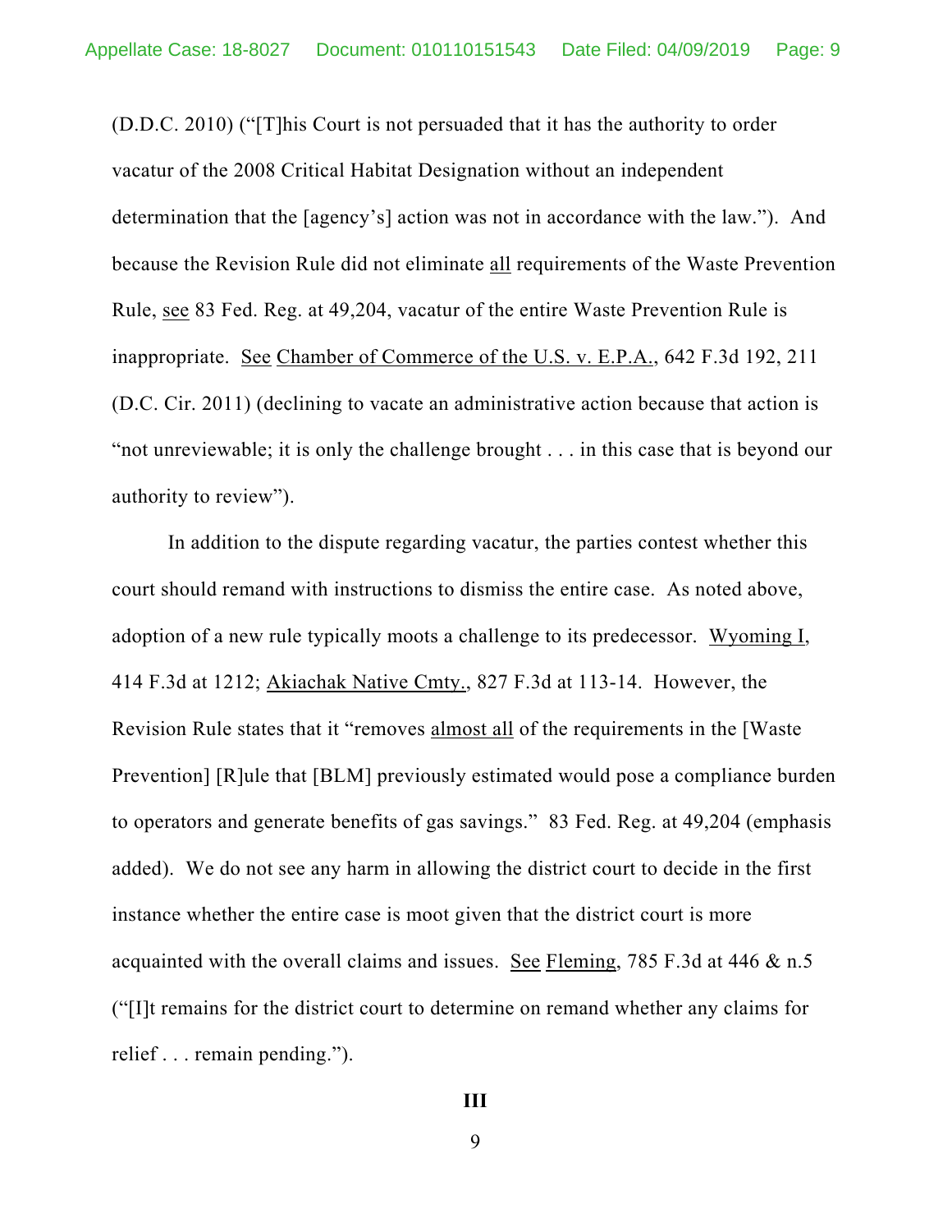(D.D.C. 2010) ("[T]his Court is not persuaded that it has the authority to order vacatur of the 2008 Critical Habitat Designation without an independent determination that the [agency's] action was not in accordance with the law."). And because the Revision Rule did not eliminate all requirements of the Waste Prevention Rule, see 83 Fed. Reg. at 49,204, vacatur of the entire Waste Prevention Rule is inappropriate. See Chamber of Commerce of the U.S. v. E.P.A., 642 F.3d 192, 211 (D.C. Cir. 2011) (declining to vacate an administrative action because that action is "not unreviewable; it is only the challenge brought . . . in this case that is beyond our authority to review").

In addition to the dispute regarding vacatur, the parties contest whether this court should remand with instructions to dismiss the entire case. As noted above, adoption of a new rule typically moots a challenge to its predecessor. Wyoming I, 414 F.3d at 1212; Akiachak Native Cmty., 827 F.3d at 113-14. However, the Revision Rule states that it "removes almost all of the requirements in the [Waste Prevention] [R]ule that [BLM] previously estimated would pose a compliance burden to operators and generate benefits of gas savings." 83 Fed. Reg. at 49,204 (emphasis added). We do not see any harm in allowing the district court to decide in the first instance whether the entire case is moot given that the district court is more acquainted with the overall claims and issues. See Fleming, 785 F.3d at 446 & n.5 ("[I]t remains for the district court to determine on remand whether any claims for relief . . . remain pending.").

## III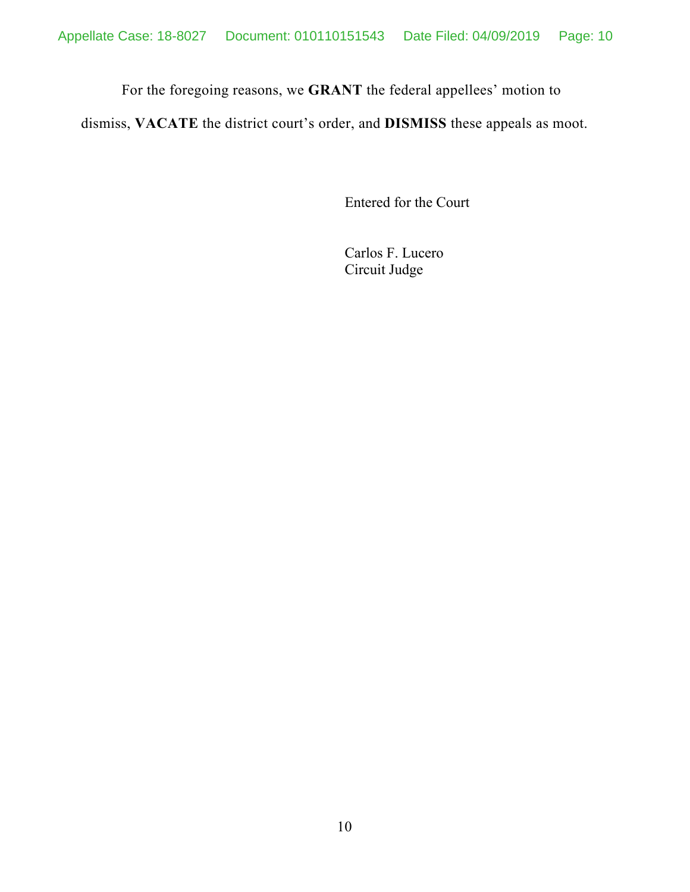For the foregoing reasons, we **GRANT** the federal appellees' motion to dismiss, **VACATE** the district court's order, and **DISMISS** these appeals as moot.

Entered for the Court

Carlos F. Lucero
Circuit Judge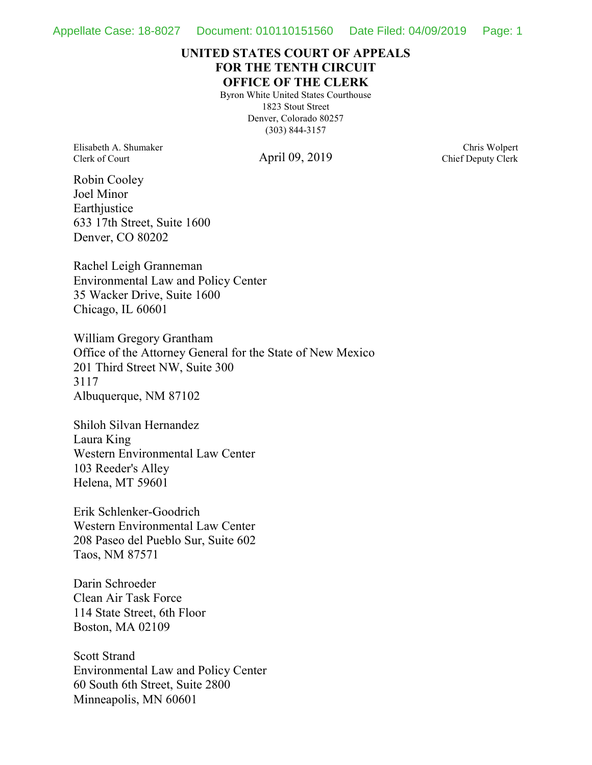**UNITED STATES COURT OF APPEALS**
**FOR THE TENTH CIRCUIT**
**OFFICE OF THE CLERK**

Byron White United States Courthouse
1823 Stout Street
Denver, Colorado 80257
(303) 844-3157

Elisabeth A. Shumaker
Clerk of Court

April 09, 2019

Chris Wolpert
Chief Deputy Clerk

Robin Cooley
Joel Minor
Earthjustice
633 17th Street, Suite 1600
Denver, CO 80202

Rachel Leigh Granneman
Environmental Law and Policy Center
35 Wacker Drive, Suite 1600
Chicago, IL 60601

William Gregory Grantham
Office of the Attorney General for the State of New Mexico
201 Third Street NW, Suite 300
3117
Albuquerque, NM 87102

Shiloh Silvan Hernandez
Laura King
Western Environmental Law Center
103 Reeder's Alley
Helena, MT 59601

Erik Schlenker-Goodrich
Western Environmental Law Center
208 Paseo del Pueblo Sur, Suite 602
Taos, NM 87571

Darin Schroeder
Clean Air Task Force
114 State Street, 6th Floor
Boston, MA 02109

Scott Strand
Environmental Law and Policy Center
60 South 6th Street, Suite 2800
Minneapolis, MN 60601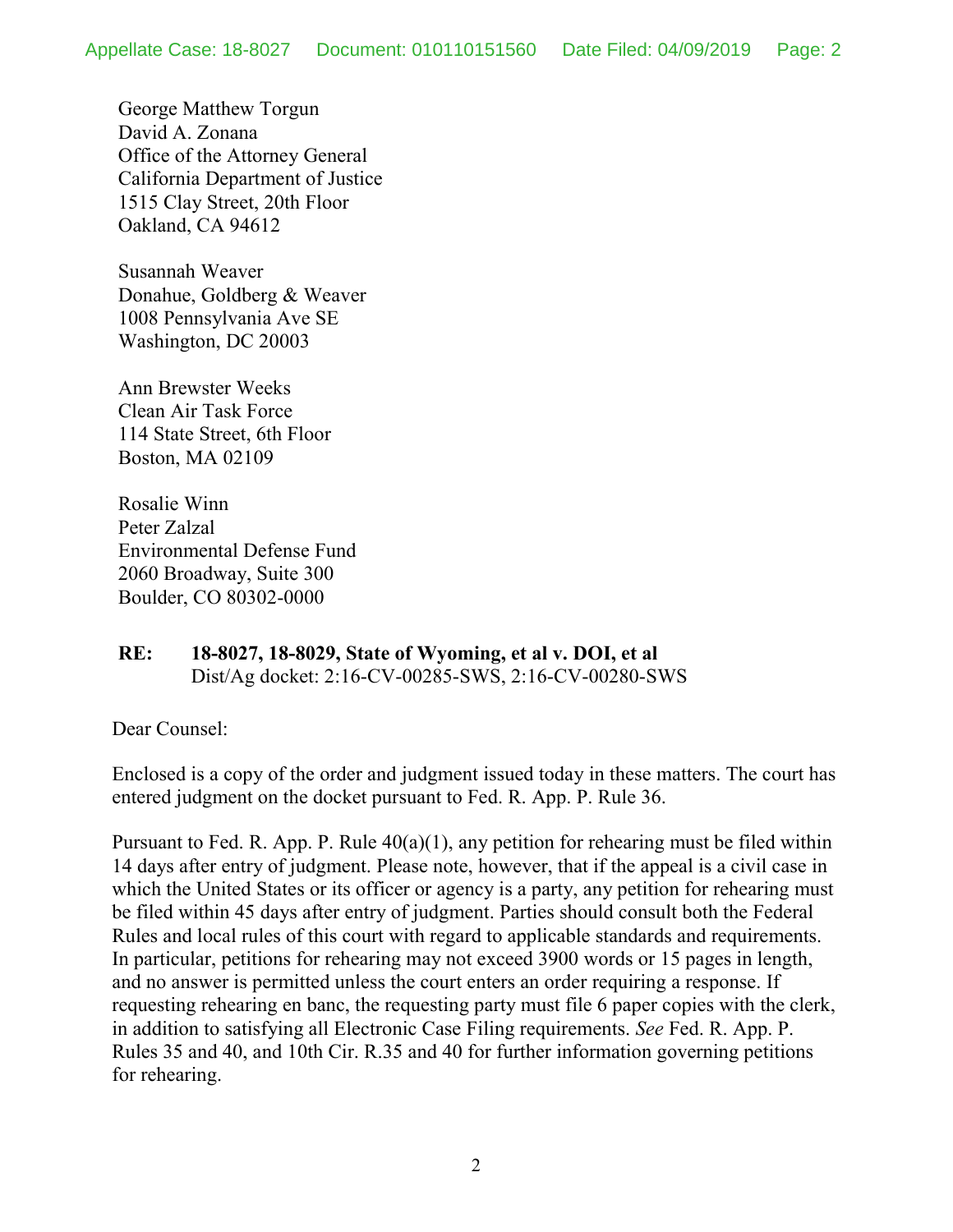George Matthew Torgun
David A. Zonana
Office of the Attorney General
California Department of Justice
1515 Clay Street, 20th Floor
Oakland, CA 94612

Susannah Weaver
Donahue, Goldberg & Weaver
1008 Pennsylvania Ave SE
Washington, DC 20003

Ann Brewster Weeks
Clean Air Task Force
114 State Street, 6th Floor
Boston, MA 02109

Rosalie Winn
Peter Zalzal
Environmental Defense Fund
2060 Broadway, Suite 300
Boulder, CO 80302-0000

**RE: 18-8027, 18-8029, State of Wyoming, et al v. DOI, et al**
Dist/Ag docket: 2:16-CV-00285-SWS, 2:16-CV-00280-SWS

Dear Counsel:

Enclosed is a copy of the order and judgment issued today in these matters. The court has entered judgment on the docket pursuant to Fed. R. App. P. Rule 36.

Pursuant to Fed. R. App. P. Rule 40(a)(1), any petition for rehearing must be filed within 14 days after entry of judgment. Please note, however, that if the appeal is a civil case in which the United States or its officer or agency is a party, any petition for rehearing must be filed within 45 days after entry of judgment. Parties should consult both the Federal Rules and local rules of this court with regard to applicable standards and requirements. In particular, petitions for rehearing may not exceed 3900 words or 15 pages in length, and no answer is permitted unless the court enters an order requiring a response. If requesting rehearing en banc, the requesting party must file 6 paper copies with the clerk, in addition to satisfying all Electronic Case Filing requirements. *See* Fed. R. App. P. Rules 35 and 40, and 10th Cir. R.35 and 40 for further information governing petitions for rehearing.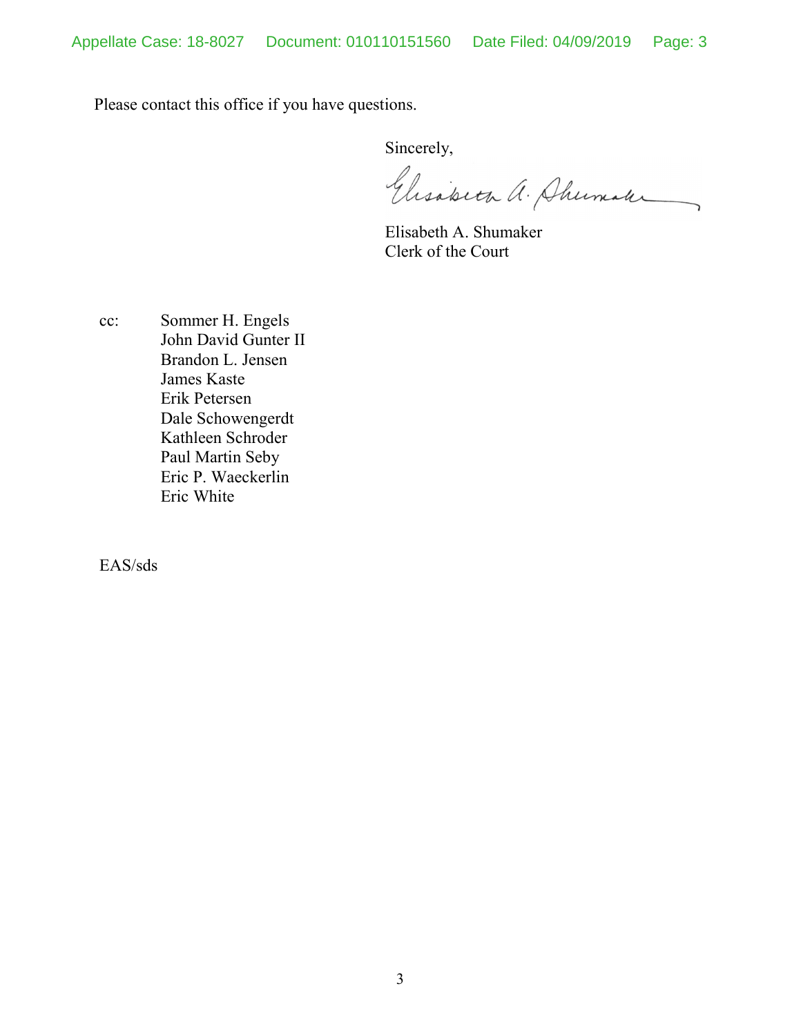Please contact this office if you have questions.

Sincerely,

Elisabeth A. Shumaker
Clerk of the Court

cc: Sommer H. Engels
John David Gunter II
Brandon L. Jensen
James Kaste
Erik Petersen
Dale Schowengerdt
Kathleen Schroder
Paul Martin Seby
Eric P. Waeckerlin
Eric White

EAS/sds